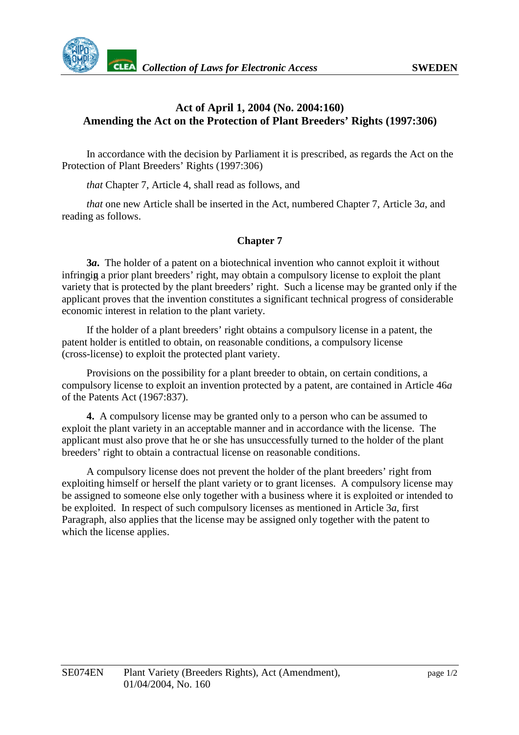# Act of April 1, 2004 (No. 2004:160) Amending the Act on the Protection of Plant Breeders' Rights (1997:306)

In accordance with the decision by Parliament it is prescribed, as regards the Act on the Protection of Plant Breeders' Rights (1997:306)

*that* Chapter 7, Article 4, shall read as follows, and

*that* one new Article shall be inserted in the Act, numbered Chapter 7, Article 3*a*, and reading as follows.

## Chapter 7

**3*a*.** The holder of a patent on a biotechnical invention who cannot exploit it without infringing a prior plant breeders' right, may obtain a compulsory license to exploit the plant variety that is protected by the plant breeders' right. Such a license may be granted only if the applicant proves that the invention constitutes a significant technical progress of considerable economic interest in relation to the plant variety.

If the holder of a plant breeders' right obtains a compulsory license in a patent, the patent holder is entitled to obtain, on reasonable conditions, a compulsory license (cross-license) to exploit the protected plant variety.

Provisions on the possibility for a plant breeder to obtain, on certain conditions, a compulsory license to exploit an invention protected by a patent, are contained in Article 46*a* of the Patents Act (1967:837).

**4.** A compulsory license may be granted only to a person who can be assumed to exploit the plant variety in an acceptable manner and in accordance with the license. The applicant must also prove that he or she has unsuccessfully turned to the holder of the plant breeders' right to obtain a contractual license on reasonable conditions.

A compulsory license does not prevent the holder of the plant breeders' right from exploiting himself or herself the plant variety or to grant licenses. A compulsory license may be assigned to someone else only together with a business where it is exploited or intended to be exploited. In respect of such compulsory licenses as mentioned in Article 3*a*, first Paragraph, also applies that the license may be assigned only together with the patent to which the license applies.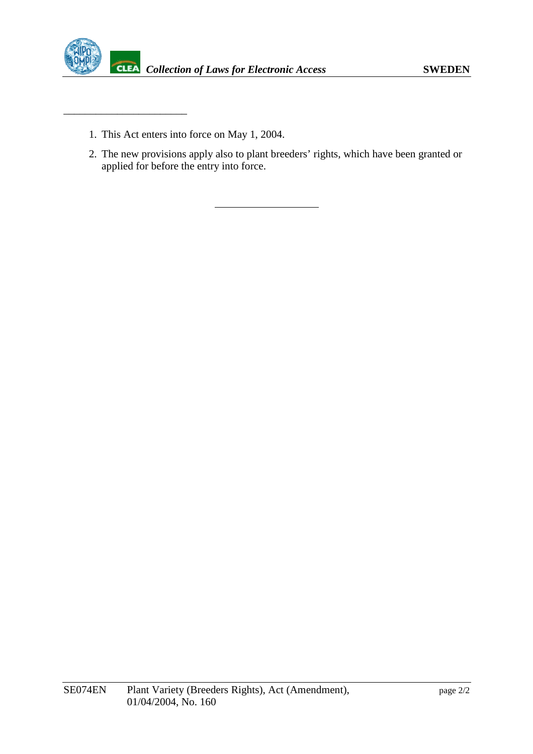1. This Act enters into force on May 1, 2004.
2. The new provisions apply also to plant breeders' rights, which have been granted or applied for before the entry into force.